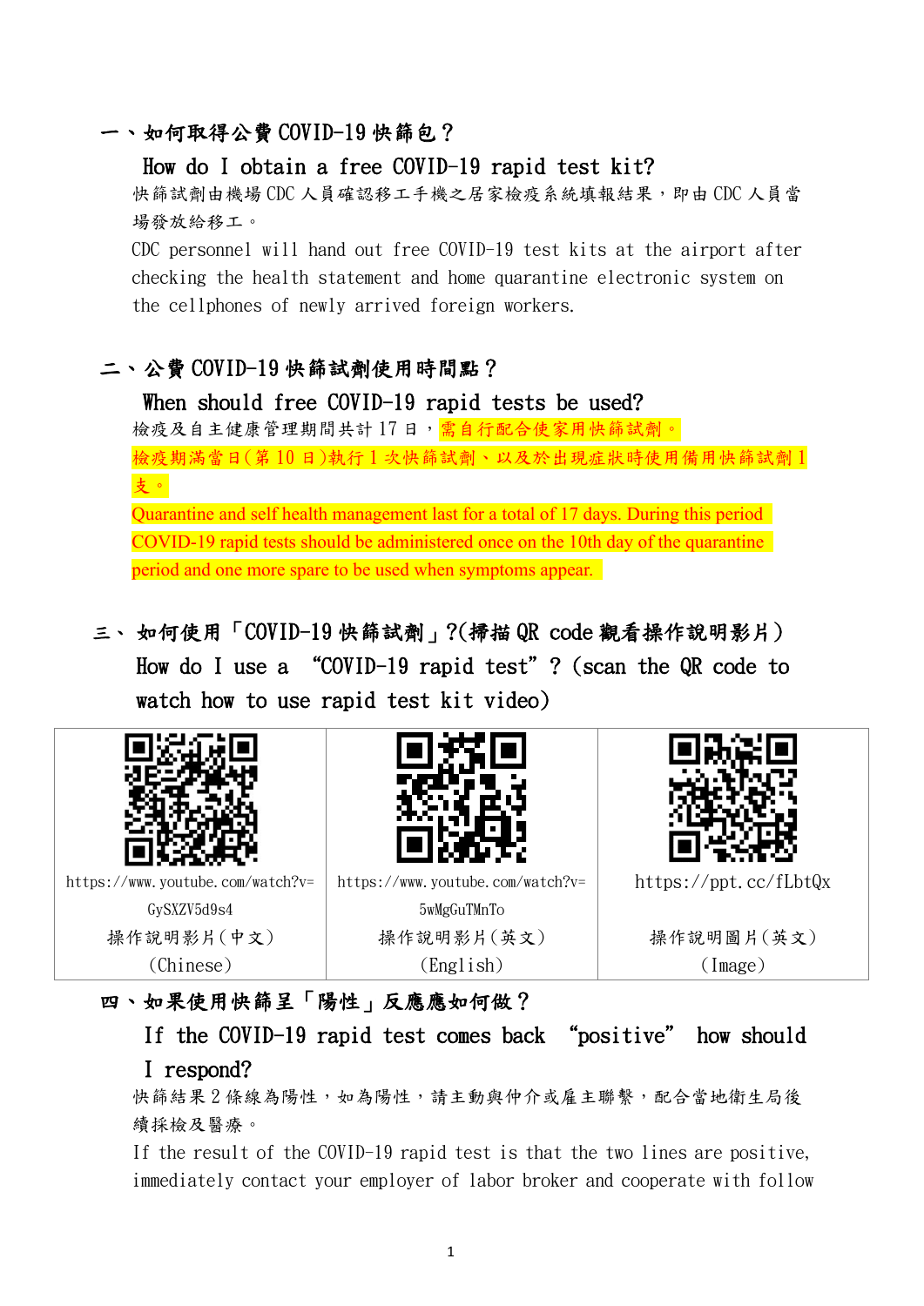## 一、如何取得公費 COVID-19 快篩包？

**How do I obtain a free COVID-19 rapid test kit?**

快篩試劑由機場 CDC 人員確認移工手機之居家檢疫系統填報結果，即由 CDC 人員當場發放給移工。

CDC personnel will hand out free COVID-19 test kits at the airport after checking the health statement and home quarantine electronic system on the cellphones of newly arrived foreign workers.

## 二、公費 COVID-19 快篩試劑使用時間點？

**When should free COVID-19 rapid tests be used?**

檢疫及自主健康管理期間共計 17 日，需自行配合使家用快篩試劑。檢疫期滿當日(第 10 日)執行 1 次快篩試劑、以及於出現症狀時使用備用快篩試劑 1 支。

Quarantine and self health management last for a total of 17 days. During this period COVID-19 rapid tests should be administered once on the 10th day of the quarantine period and one more spare to be used when symptoms appear.

## 三、如何使用「COVID-19 快篩試劑」?(掃描 QR code 觀看操作說明影片)

**How do I use a "COVID-19 rapid test"? (scan the QR code to watch how to use rapid test kit video)**

| https://www.youtube.com/watch?v=GySXZV5d9s4 | https://www.youtube.com/watch?v=5wMgGuTMnTo | https://ppt.cc/fLbtQx |
|---|---|---|
| 操作說明影片(中文) (Chinese) | 操作說明影片(英文) (English) | 操作說明圖片(英文) (Image) |

## 四、如果使用快篩呈「陽性」反應應如何做？

**If the COVID-19 rapid test comes back "positive" how should I respond?**

快篩結果 2 條線為陽性，如為陽性，請主動與仲介或雇主聯繫，配合當地衛生局後續採檢及醫療。

If the result of the COVID-19 rapid test is that the two lines are positive, immediately contact your employer of labor broker and cooperate with follow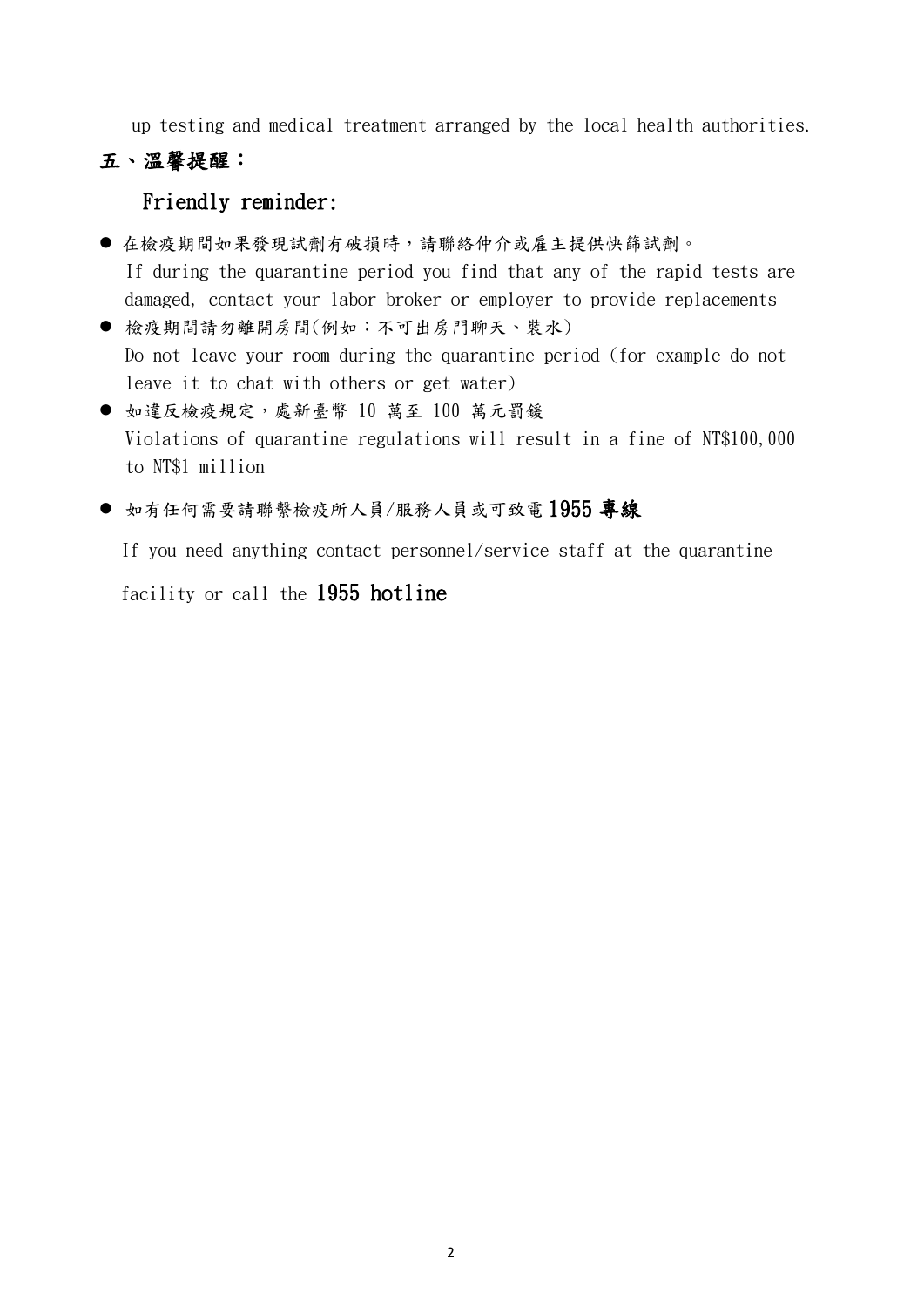up testing and medical treatment arranged by the local health authorities.

## 五、溫馨提醒：

## Friendly reminder:

- 在檢疫期間如果發現試劑有破損時，請聯絡仲介或雇主提供快篩試劑。
  If during the quarantine period you find that any of the rapid tests are damaged, contact your labor broker or employer to provide replacements
- 檢疫期間請勿離開房間(例如：不可出房門聊天、裝水)
  Do not leave your room during the quarantine period (for example do not leave it to chat with others or get water)
- 如違反檢疫規定，處新臺幣 10 萬至 100 萬元罰鍰
  Violations of quarantine regulations will result in a fine of NT$100,000 to NT$1 million
- 如有任何需要請聯繫檢疫所人員/服務人員或可致電 **1955 專線**
  If you need anything contact personnel/service staff at the quarantine facility or call the **1955 hotline**